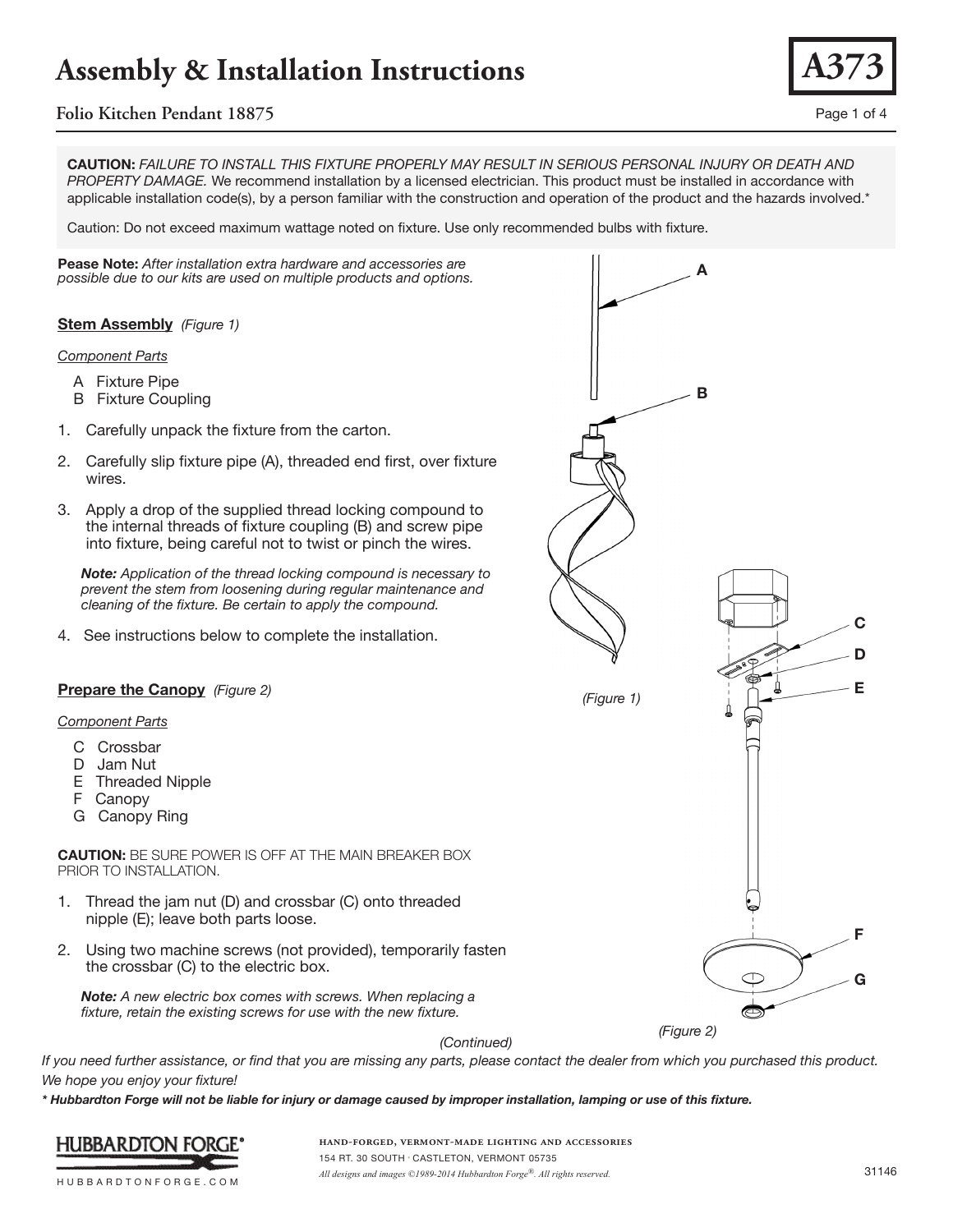# Assembly & Installation Instructions

**A373**

## Folio Kitchen Pendant 18875

**CAUTION:** *FAILURE TO INSTALL THIS FIXTURE PROPERLY MAY RESULT IN SERIOUS PERSONAL INJURY OR DEATH AND PROPERTY DAMAGE.* We recommend installation by a licensed electrician. This product must be installed in accordance with applicable installation code(s), by a person familiar with the construction and operation of the product and the hazards involved.*

Caution: Do not exceed maximum wattage noted on fixture. Use only recommended bulbs with fixture.

**Pease Note:** *After installation extra hardware and accessories are possible due to our kits are used on multiple products and options.*

### Stem Assembly *(Figure 1)*

*Component Parts*

- A Fixture Pipe
- B Fixture Coupling

1. Carefully unpack the fixture from the carton.
2. Carefully slip fixture pipe (A), threaded end first, over fixture wires.
3. Apply a drop of the supplied thread locking compound to the internal threads of fixture coupling (B) and screw pipe into fixture, being careful not to twist or pinch the wires.

   ***Note:*** *Application of the thread locking compound is necessary to prevent the stem from loosening during regular maintenance and cleaning of the fixture. Be certain to apply the compound.*

4. See instructions below to complete the installation.

(Figure 1)

### Prepare the Canopy *(Figure 2)*

*Component Parts*

- C Crossbar
- D Jam Nut
- E Threaded Nipple
- F Canopy
- G Canopy Ring

**CAUTION:** BE SURE POWER IS OFF AT THE MAIN BREAKER BOX PRIOR TO INSTALLATION.

1. Thread the jam nut (D) and crossbar (C) onto threaded nipple (E); leave both parts loose.
2. Using two machine screws (not provided), temporarily fasten the crossbar (C) to the electric box.

   ***Note:*** *A new electric box comes with screws. When replacing a fixture, retain the existing screws for use with the new fixture.*

(Figure 2)

*(Continued)*

*If you need further assistance, or find that you are missing any parts, please contact the dealer from which you purchased this product. We hope you enjoy your fixture!*

***\* Hubbardton Forge will not be liable for injury or damage caused by improper installation, lamping or use of this fixture.***

HUBBARDTON FORGE®

HUBBARDTONFORGE.COM

HAND-FORGED, VERMONT-MADE LIGHTING AND ACCESSORIES
154 RT. 30 SOUTH · CASTLETON, VERMONT 05735
*All designs and images ©1989-2014 Hubbardton Forge®. All rights reserved.*

31146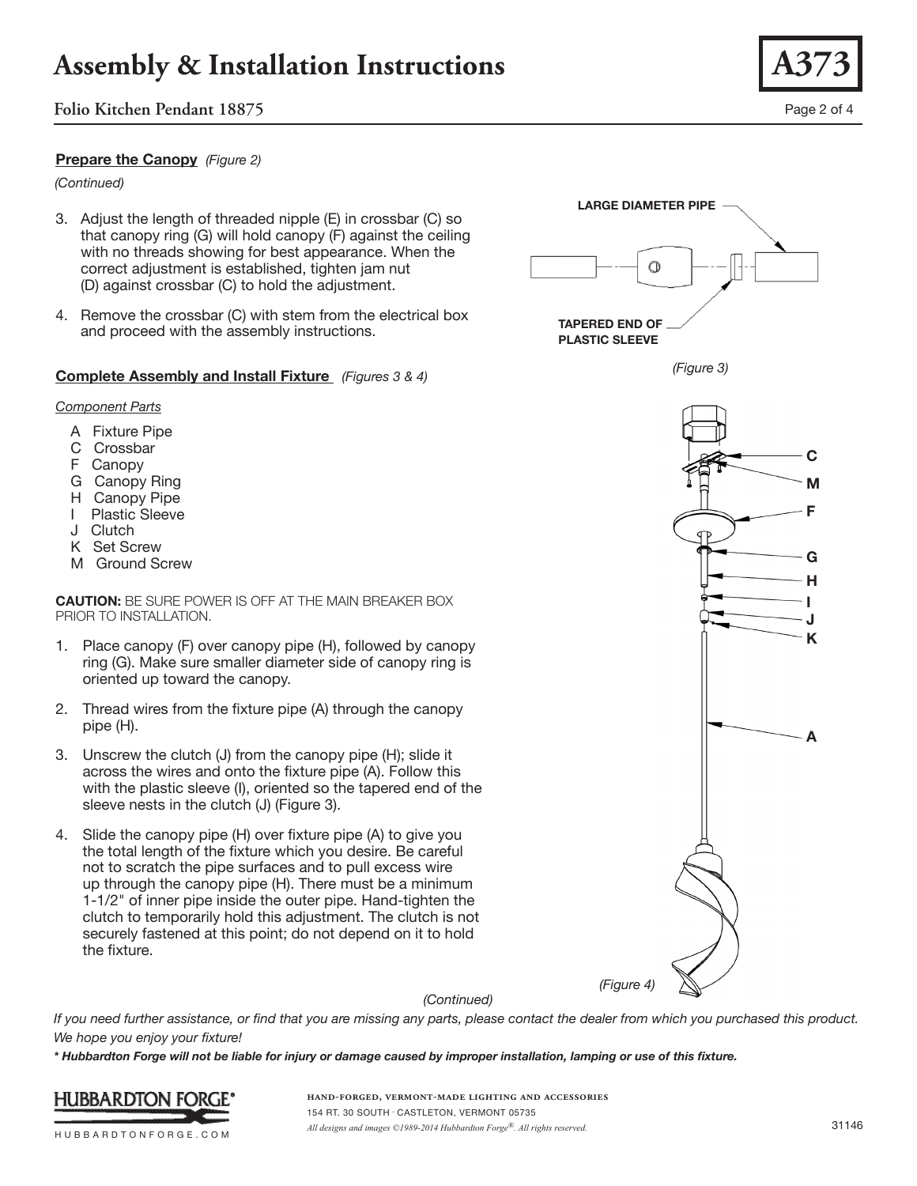# Assembly & Installation Instructions

**A373**

## Folio Kitchen Pendant 18875

### Prepare the Canopy *(Figure 2)*

*(Continued)*

3. Adjust the length of threaded nipple (E) in crossbar (C) so that canopy ring (G) will hold canopy (F) against the ceiling with no threads showing for best appearance. When the correct adjustment is established, tighten jam nut (D) against crossbar (C) to hold the adjustment.

4. Remove the crossbar (C) with stem from the electrical box and proceed with the assembly instructions.

### Complete Assembly and Install Fixture *(Figures 3 & 4)*

*Component Parts*

- A Fixture Pipe
- C Crossbar
- F Canopy
- G Canopy Ring
- H Canopy Pipe
- I Plastic Sleeve
- J Clutch
- K Set Screw
- M Ground Screw

**CAUTION:** BE SURE POWER IS OFF AT THE MAIN BREAKER BOX PRIOR TO INSTALLATION.

1. Place canopy (F) over canopy pipe (H), followed by canopy ring (G). Make sure smaller diameter side of canopy ring is oriented up toward the canopy.

2. Thread wires from the fixture pipe (A) through the canopy pipe (H).

3. Unscrew the clutch (J) from the canopy pipe (H); slide it across the wires and onto the fixture pipe (A). Follow this with the plastic sleeve (I), oriented so the tapered end of the sleeve nests in the clutch (J) (Figure 3).

4. Slide the canopy pipe (H) over fixture pipe (A) to give you the total length of the fixture which you desire. Be careful not to scratch the pipe surfaces and to pull excess wire up through the canopy pipe (H). There must be a minimum 1-1/2" of inner pipe inside the outer pipe. Hand-tighten the clutch to temporarily hold this adjustment. The clutch is not securely fastened at this point; do not depend on it to hold the fixture.

LARGE DIAMETER PIPE

TAPERED END OF PLASTIC SLEEVE

*(Figure 3)*

C M F G H I J K A

*(Figure 4)*

*(Continued)*

*If you need further assistance, or find that you are missing any parts, please contact the dealer from which you purchased this product. We hope you enjoy your fixture!*

***\* Hubbardton Forge will not be liable for injury or damage caused by improper installation, lamping or use of this fixture.***

HUBBARDTON FORGE®
HUBBARDTONFORGE.COM

HAND-FORGED, VERMONT-MADE LIGHTING AND ACCESSORIES
154 RT. 30 SOUTH · CASTLETON, VERMONT 05735
*All designs and images ©1989-2014 Hubbardton Forge®. All rights reserved.*

31146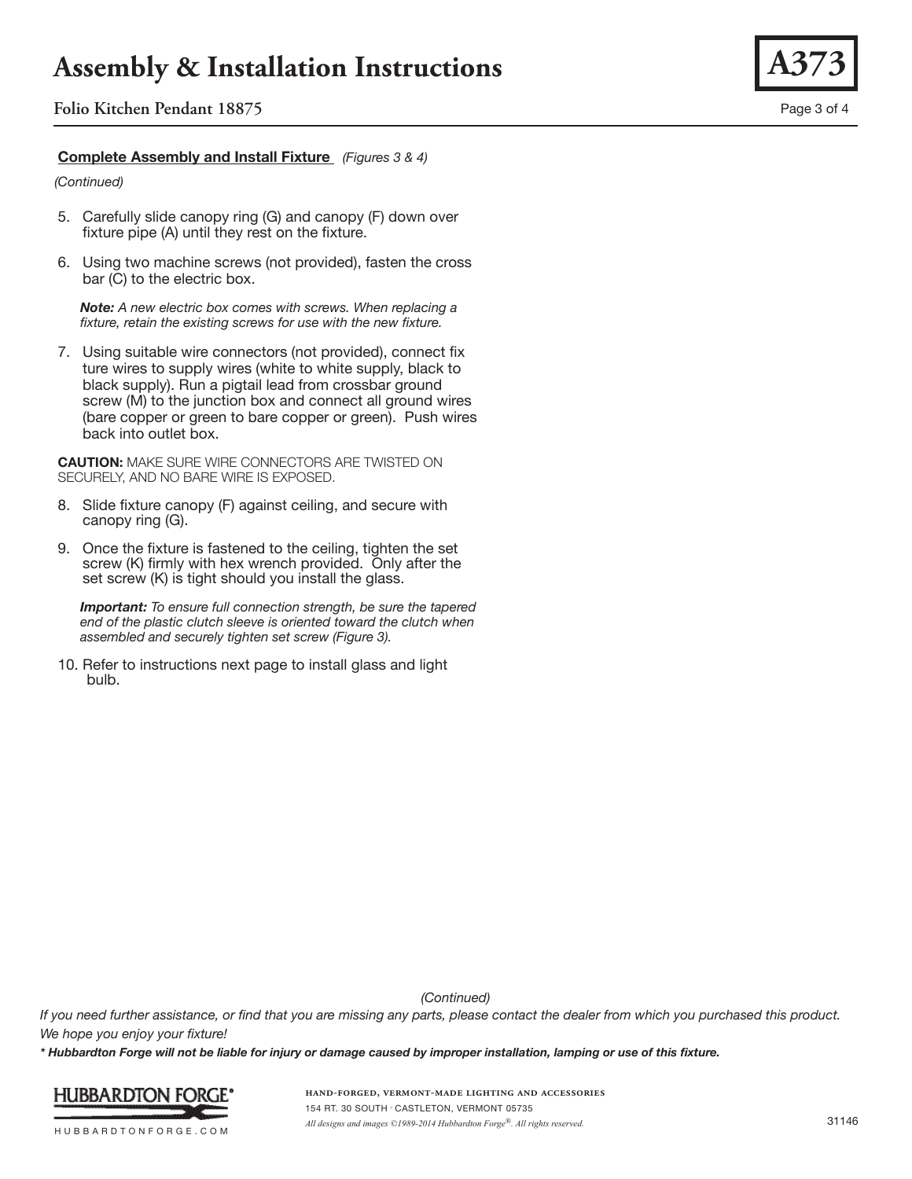**Complete Assembly and Install Fixture** *(Figures 3 & 4)*

*(Continued)*

5. Carefully slide canopy ring (G) and canopy (F) down over fixture pipe (A) until they rest on the fixture.
6. Using two machine screws (not provided), fasten the cross bar (C) to the electric box.

   ***Note:*** *A new electric box comes with screws. When replacing a fixture, retain the existing screws for use with the new fixture.*

7. Using suitable wire connectors (not provided), connect fixture wires to supply wires (white to white supply, black to black supply). Run a pigtail lead from crossbar ground screw (M) to the junction box and connect all ground wires (bare copper or green to bare copper or green). Push wires back into outlet box.

**CAUTION:** MAKE SURE WIRE CONNECTORS ARE TWISTED ON SECURELY, AND NO BARE WIRE IS EXPOSED.

8. Slide fixture canopy (F) against ceiling, and secure with canopy ring (G).
9. Once the fixture is fastened to the ceiling, tighten the set screw (K) firmly with hex wrench provided. Only after the set screw (K) is tight should you install the glass.

   ***Important:*** *To ensure full connection strength, be sure the tapered end of the plastic clutch sleeve is oriented toward the clutch when assembled and securely tighten set screw (Figure 3).*

10. Refer to instructions next page to install glass and light bulb.

*(Continued)*

*If you need further assistance, or find that you are missing any parts, please contact the dealer from which you purchased this product. We hope you enjoy your fixture!*

***\* Hubbardton Forge will not be liable for injury or damage caused by improper installation, lamping or use of this fixture.***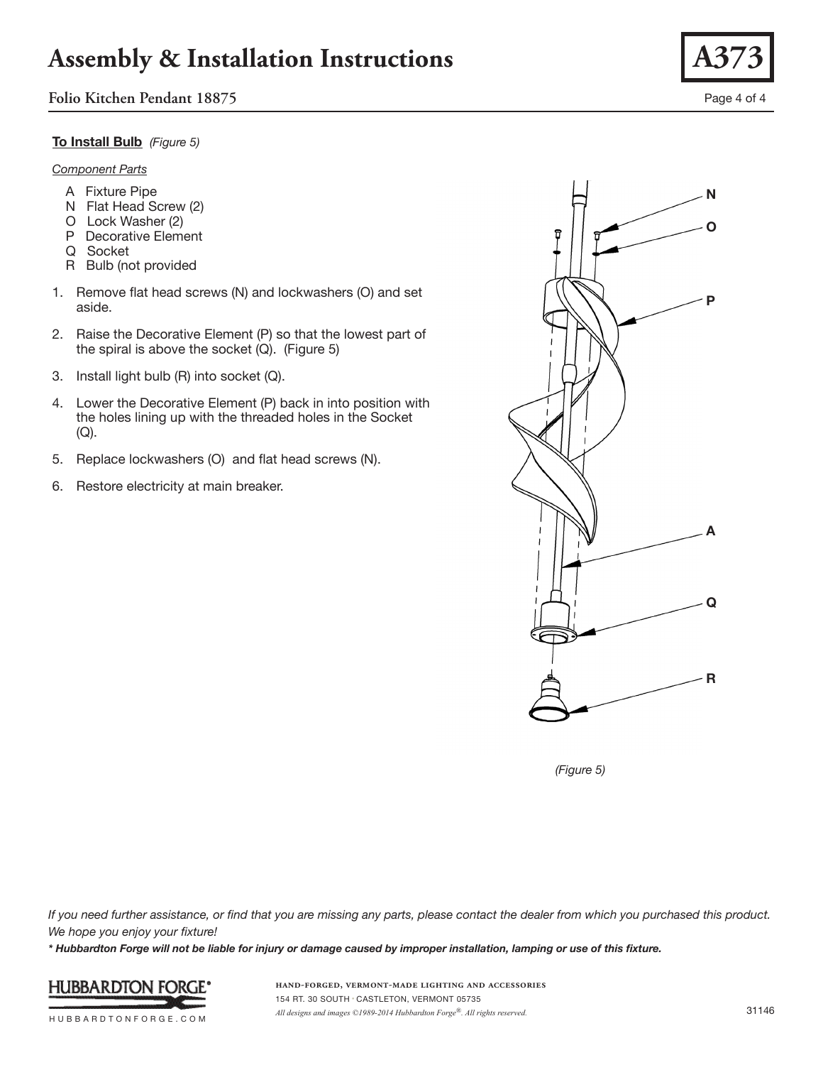# Assembly & Installation Instructions

## Folio Kitchen Pendant 18875

A373

**To Install Bulb** *(Figure 5)*

*Component Parts*

- A Fixture Pipe
- N Flat Head Screw (2)
- O Lock Washer (2)
- P Decorative Element
- Q Socket
- R Bulb (not provided

1. Remove flat head screws (N) and lockwashers (O) and set aside.
2. Raise the Decorative Element (P) so that the lowest part of the spiral is above the socket (Q). (Figure 5)
3. Install light bulb (R) into socket (Q).
4. Lower the Decorative Element (P) back in into position with the holes lining up with the threaded holes in the Socket (Q).
5. Replace lockwashers (O) and flat head screws (N).
6. Restore electricity at main breaker.

N

O

P

A

Q

R

*(Figure 5)*

*If you need further assistance, or find that you are missing any parts, please contact the dealer from which you purchased this product. We hope you enjoy your fixture!*

***\* Hubbardton Forge will not be liable for injury or damage caused by improper installation, lamping or use of this fixture.***

HUBBARDTON FORGE®
HUBBARDTONFORGE.COM

HAND-FORGED, VERMONT-MADE LIGHTING AND ACCESSORIES
154 RT. 30 SOUTH · CASTLETON, VERMONT 05735
*All designs and images ©1989-2014 Hubbardton Forge®. All rights reserved.*

31146